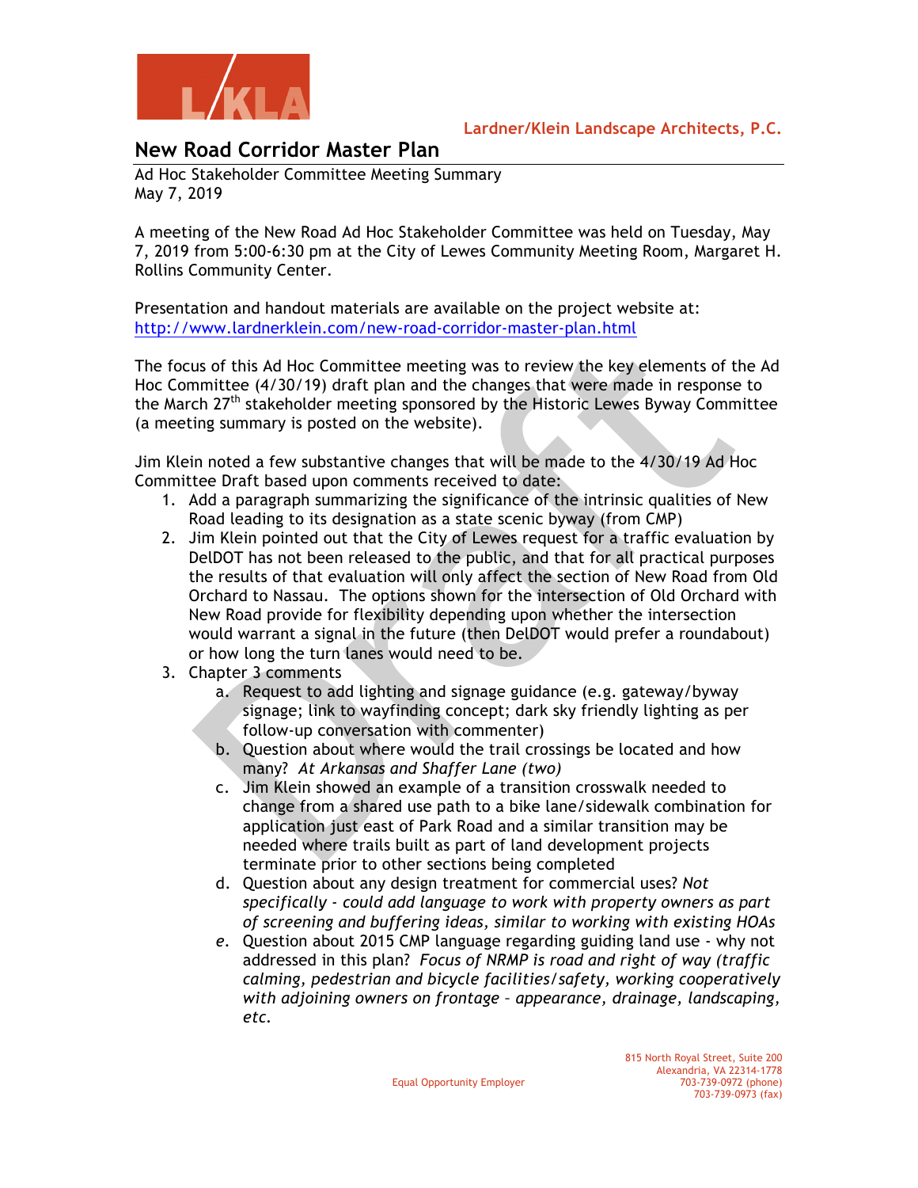Lardner/Klein Landscape Architects, P.C.

# New Road Corridor Master Plan

Ad Hoc Stakeholder Committee Meeting Summary
May 7, 2019

A meeting of the New Road Ad Hoc Stakeholder Committee was held on Tuesday, May 7, 2019 from 5:00-6:30 pm at the City of Lewes Community Meeting Room, Margaret H. Rollins Community Center.

Presentation and handout materials are available on the project website at: http://www.lardnerklein.com/new-road-corridor-master-plan.html

The focus of this Ad Hoc Committee meeting was to review the key elements of the Ad Hoc Committee (4/30/19) draft plan and the changes that were made in response to the March 27th stakeholder meeting sponsored by the Historic Lewes Byway Committee (a meeting summary is posted on the website).

Jim Klein noted a few substantive changes that will be made to the 4/30/19 Ad Hoc Committee Draft based upon comments received to date:

1. Add a paragraph summarizing the significance of the intrinsic qualities of New Road leading to its designation as a state scenic byway (from CMP)
2. Jim Klein pointed out that the City of Lewes request for a traffic evaluation by DelDOT has not been released to the public, and that for all practical purposes the results of that evaluation will only affect the section of New Road from Old Orchard to Nassau. The options shown for the intersection of Old Orchard with New Road provide for flexibility depending upon whether the intersection would warrant a signal in the future (then DelDOT would prefer a roundabout) or how long the turn lanes would need to be.
3. Chapter 3 comments
   a. Request to add lighting and signage guidance (e.g. gateway/byway signage; link to wayfinding concept; dark sky friendly lighting as per follow-up conversation with commenter)
   b. Question about where would the trail crossings be located and how many? *At Arkansas and Shaffer Lane (two)*
   c. Jim Klein showed an example of a transition crosswalk needed to change from a shared use path to a bike lane/sidewalk combination for application just east of Park Road and a similar transition may be needed where trails built as part of land development projects terminate prior to other sections being completed
   d. Question about any design treatment for commercial uses? *Not specifically - could add language to work with property owners as part of screening and buffering ideas, similar to working with existing HOAs*
   e. Question about 2015 CMP language regarding guiding land use - why not addressed in this plan? *Focus of NRMP is road and right of way (traffic calming, pedestrian and bicycle facilities/safety, working cooperatively with adjoining owners on frontage – appearance, drainage, landscaping, etc.*

Equal Opportunity Employer

815 North Royal Street, Suite 200
Alexandria, VA 22314-1778
703-739-0972 (phone)
703-739-0973 (fax)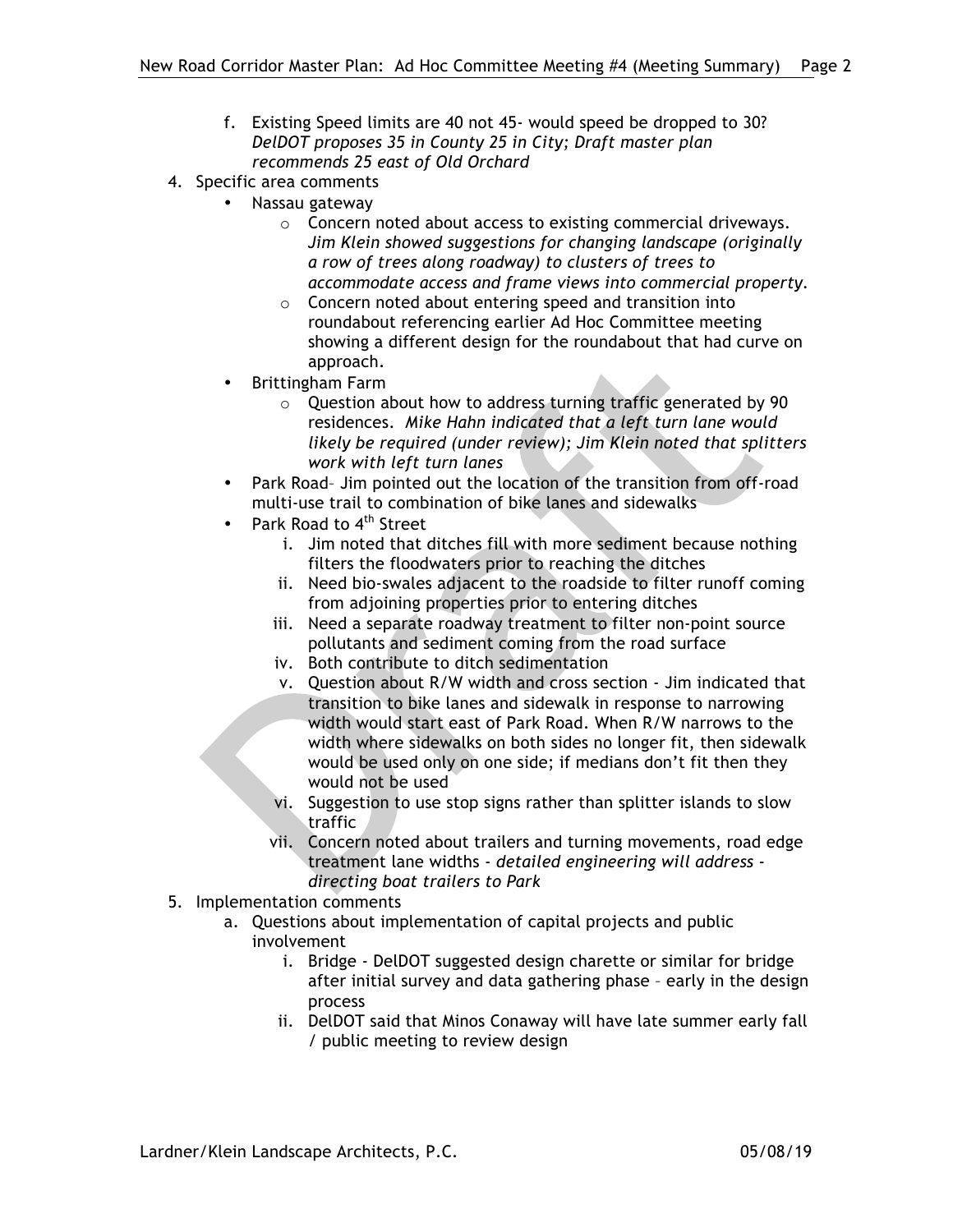f. Existing Speed limits are 40 not 45- would speed be dropped to 30? *DelDOT proposes 35 in County 25 in City; Draft master plan recommends 25 east of Old Orchard*

4. Specific area comments
   - Nassau gateway
     - Concern noted about access to existing commercial driveways. *Jim Klein showed suggestions for changing landscape (originally a row of trees along roadway) to clusters of trees to accommodate access and frame views into commercial property.*
     - Concern noted about entering speed and transition into roundabout referencing earlier Ad Hoc Committee meeting showing a different design for the roundabout that had curve on approach.
   - Brittingham Farm
     - Question about how to address turning traffic generated by 90 residences. *Mike Hahn indicated that a left turn lane would likely be required (under review); Jim Klein noted that splitters work with left turn lanes*
   - Park Road– Jim pointed out the location of the transition from off-road multi-use trail to combination of bike lanes and sidewalks
   - Park Road to 4th Street
     - i. Jim noted that ditches fill with more sediment because nothing filters the floodwaters prior to reaching the ditches
     - ii. Need bio-swales adjacent to the roadside to filter runoff coming from adjoining properties prior to entering ditches
     - iii. Need a separate roadway treatment to filter non-point source pollutants and sediment coming from the road surface
     - iv. Both contribute to ditch sedimentation
     - v. Question about R/W width and cross section - Jim indicated that transition to bike lanes and sidewalk in response to narrowing width would start east of Park Road. When R/W narrows to the width where sidewalks on both sides no longer fit, then sidewalk would be used only on one side; if medians don't fit then they would not be used
     - vi. Suggestion to use stop signs rather than splitter islands to slow traffic
     - vii. Concern noted about trailers and turning movements, road edge treatment lane widths - *detailed engineering will address - directing boat trailers to Park*

5. Implementation comments
   - a. Questions about implementation of capital projects and public involvement
     - i. Bridge - DelDOT suggested design charette or similar for bridge after initial survey and data gathering phase – early in the design process
     - ii. DelDOT said that Minos Conaway will have late summer early fall / public meeting to review design